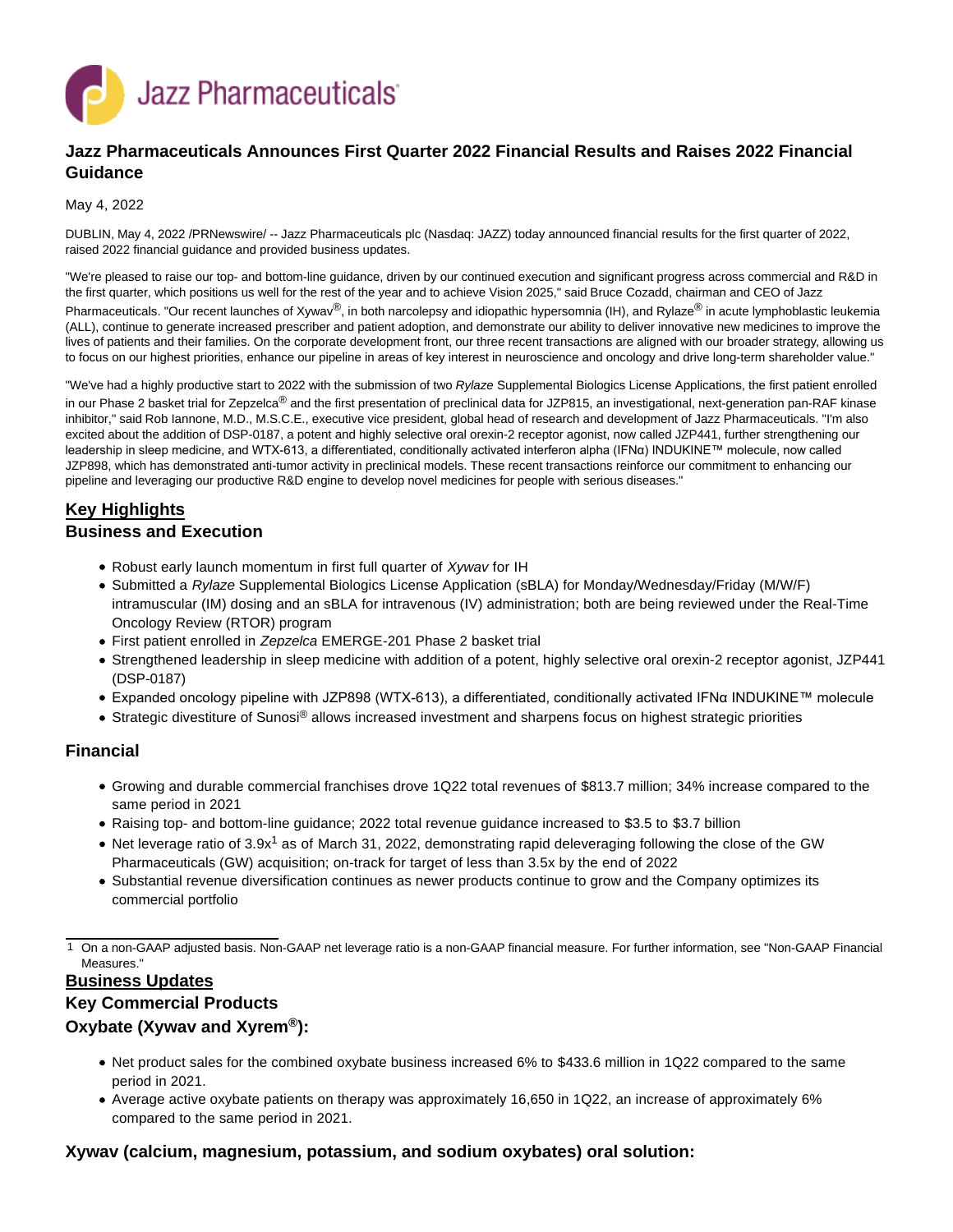# Jazz Pharmaceuticals Announces First Quarter 2022 Financial Results and Raises 2022 Financial Guidance

May 4, 2022

DUBLIN, May 4, 2022 /PRNewswire/ -- Jazz Pharmaceuticals plc (Nasdaq: JAZZ) today announced financial results for the first quarter of 2022, raised 2022 financial guidance and provided business updates.

"We're pleased to raise our top- and bottom-line guidance, driven by our continued execution and significant progress across commercial and R&D in the first quarter, which positions us well for the rest of the year and to achieve Vision 2025," said Bruce Cozadd, chairman and CEO of Jazz Pharmaceuticals. "Our recent launches of Xywav®, in both narcolepsy and idiopathic hypersomnia (IH), and Rylaze® in acute lymphoblastic leukemia (ALL), continue to generate increased prescriber and patient adoption, and demonstrate our ability to deliver innovative new medicines to improve the lives of patients and their families. On the corporate development front, our three recent transactions are aligned with our broader strategy, allowing us to focus on our highest priorities, enhance our pipeline in areas of key interest in neuroscience and oncology and drive long-term shareholder value."

"We've had a highly productive start to 2022 with the submission of two *Rylaze* Supplemental Biologics License Applications, the first patient enrolled in our Phase 2 basket trial for Zepzelca® and the first presentation of preclinical data for JZP815, an investigational, next-generation pan-RAF kinase inhibitor," said Rob Iannone, M.D., M.S.C.E., executive vice president, global head of research and development of Jazz Pharmaceuticals. "I'm also excited about the addition of DSP-0187, a potent and highly selective oral orexin-2 receptor agonist, now called JZP441, further strengthening our leadership in sleep medicine, and WTX-613, a differentiated, conditionally activated interferon alpha (IFNα) INDUKINE™ molecule, now called JZP898, which has demonstrated anti-tumor activity in preclinical models. These recent transactions reinforce our commitment to enhancing our pipeline and leveraging our productive R&D engine to develop novel medicines for people with serious diseases."

## Key Highlights

### Business and Execution

- Robust early launch momentum in first full quarter of *Xywav* for IH
- Submitted a *Rylaze* Supplemental Biologics License Application (sBLA) for Monday/Wednesday/Friday (M/W/F) intramuscular (IM) dosing and an sBLA for intravenous (IV) administration; both are being reviewed under the Real-Time Oncology Review (RTOR) program
- First patient enrolled in *Zepzelca* EMERGE-201 Phase 2 basket trial
- Strengthened leadership in sleep medicine with addition of a potent, highly selective oral orexin-2 receptor agonist, JZP441 (DSP-0187)
- Expanded oncology pipeline with JZP898 (WTX-613), a differentiated, conditionally activated IFNα INDUKINE™ molecule
- Strategic divestiture of Sunosi® allows increased investment and sharpens focus on highest strategic priorities

### Financial

- Growing and durable commercial franchises drove 1Q22 total revenues of $813.7 million; 34% increase compared to the same period in 2021
- Raising top- and bottom-line guidance; 2022 total revenue guidance increased to $3.5 to $3.7 billion
- Net leverage ratio of 3.9x[1] as of March 31, 2022, demonstrating rapid deleveraging following the close of the GW Pharmaceuticals (GW) acquisition; on-track for target of less than 3.5x by the end of 2022
- Substantial revenue diversification continues as newer products continue to grow and the Company optimizes its commercial portfolio

1 On a non-GAAP adjusted basis. Non-GAAP net leverage ratio is a non-GAAP financial measure. For further information, see "Non-GAAP Financial Measures."

## Business Updates

### Key Commercial Products

### Oxybate (Xywav and Xyrem®):

- Net product sales for the combined oxybate business increased 6% to $433.6 million in 1Q22 compared to the same period in 2021.
- Average active oxybate patients on therapy was approximately 16,650 in 1Q22, an increase of approximately 6% compared to the same period in 2021.

### Xywav (calcium, magnesium, potassium, and sodium oxybates) oral solution: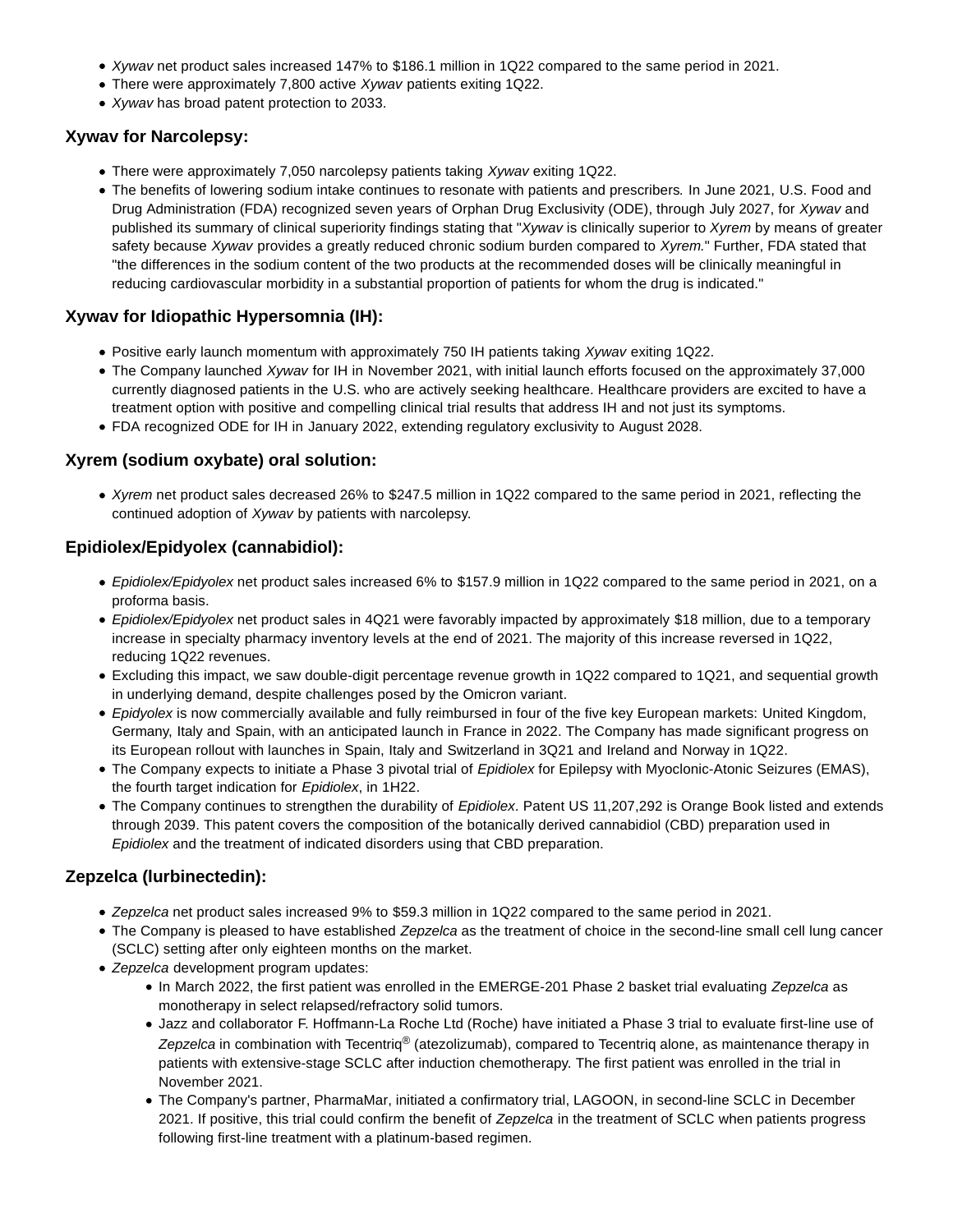- *Xywav* net product sales increased 147% to $186.1 million in 1Q22 compared to the same period in 2021.
- There were approximately 7,800 active *Xywav* patients exiting 1Q22.
- *Xywav* has broad patent protection to 2033.

### Xywav for Narcolepsy:

- There were approximately 7,050 narcolepsy patients taking *Xywav* exiting 1Q22.
- The benefits of lowering sodium intake continues to resonate with patients and prescribers*.* In June 2021, U.S. Food and Drug Administration (FDA) recognized seven years of Orphan Drug Exclusivity (ODE), through July 2027, for *Xywav* and published its summary of clinical superiority findings stating that "*Xywav* is clinically superior to *Xyrem* by means of greater safety because *Xywav* provides a greatly reduced chronic sodium burden compared to *Xyrem.*" Further, FDA stated that "the differences in the sodium content of the two products at the recommended doses will be clinically meaningful in reducing cardiovascular morbidity in a substantial proportion of patients for whom the drug is indicated."

### Xywav for Idiopathic Hypersomnia (IH):

- Positive early launch momentum with approximately 750 IH patients taking *Xywav* exiting 1Q22.
- The Company launched *Xywav* for IH in November 2021, with initial launch efforts focused on the approximately 37,000 currently diagnosed patients in the U.S. who are actively seeking healthcare. Healthcare providers are excited to have a treatment option with positive and compelling clinical trial results that address IH and not just its symptoms.
- FDA recognized ODE for IH in January 2022, extending regulatory exclusivity to August 2028.

### Xyrem (sodium oxybate) oral solution:

- *Xyrem* net product sales decreased 26% to $247.5 million in 1Q22 compared to the same period in 2021, reflecting the continued adoption of *Xywav* by patients with narcolepsy.

### Epidiolex/Epidyolex (cannabidiol):

- *Epidiolex/Epidyolex* net product sales increased 6% to $157.9 million in 1Q22 compared to the same period in 2021, on a proforma basis.
- *Epidiolex/Epidyolex* net product sales in 4Q21 were favorably impacted by approximately $18 million, due to a temporary increase in specialty pharmacy inventory levels at the end of 2021. The majority of this increase reversed in 1Q22, reducing 1Q22 revenues.
- Excluding this impact, we saw double-digit percentage revenue growth in 1Q22 compared to 1Q21, and sequential growth in underlying demand, despite challenges posed by the Omicron variant.
- *Epidyolex* is now commercially available and fully reimbursed in four of the five key European markets: United Kingdom, Germany, Italy and Spain, with an anticipated launch in France in 2022. The Company has made significant progress on its European rollout with launches in Spain, Italy and Switzerland in 3Q21 and Ireland and Norway in 1Q22.
- The Company expects to initiate a Phase 3 pivotal trial of *Epidiolex* for Epilepsy with Myoclonic-Atonic Seizures (EMAS), the fourth target indication for *Epidiolex*, in 1H22.
- The Company continues to strengthen the durability of *Epidiolex*. Patent US 11,207,292 is Orange Book listed and extends through 2039. This patent covers the composition of the botanically derived cannabidiol (CBD) preparation used in *Epidiolex* and the treatment of indicated disorders using that CBD preparation.

### Zepzelca (lurbinectedin):

- *Zepzelca* net product sales increased 9% to $59.3 million in 1Q22 compared to the same period in 2021.
- The Company is pleased to have established *Zepzelca* as the treatment of choice in the second-line small cell lung cancer (SCLC) setting after only eighteen months on the market.
- *Zepzelca* development program updates:
  - In March 2022, the first patient was enrolled in the EMERGE-201 Phase 2 basket trial evaluating *Zepzelca* as monotherapy in select relapsed/refractory solid tumors.
  - Jazz and collaborator F. Hoffmann-La Roche Ltd (Roche) have initiated a Phase 3 trial to evaluate first-line use of *Zepzelca* in combination with Tecentriq® (atezolizumab), compared to Tecentriq alone, as maintenance therapy in patients with extensive-stage SCLC after induction chemotherapy. The first patient was enrolled in the trial in November 2021.
  - The Company's partner, PharmaMar, initiated a confirmatory trial, LAGOON, in second-line SCLC in December 2021. If positive, this trial could confirm the benefit of *Zepzelca* in the treatment of SCLC when patients progress following first-line treatment with a platinum-based regimen.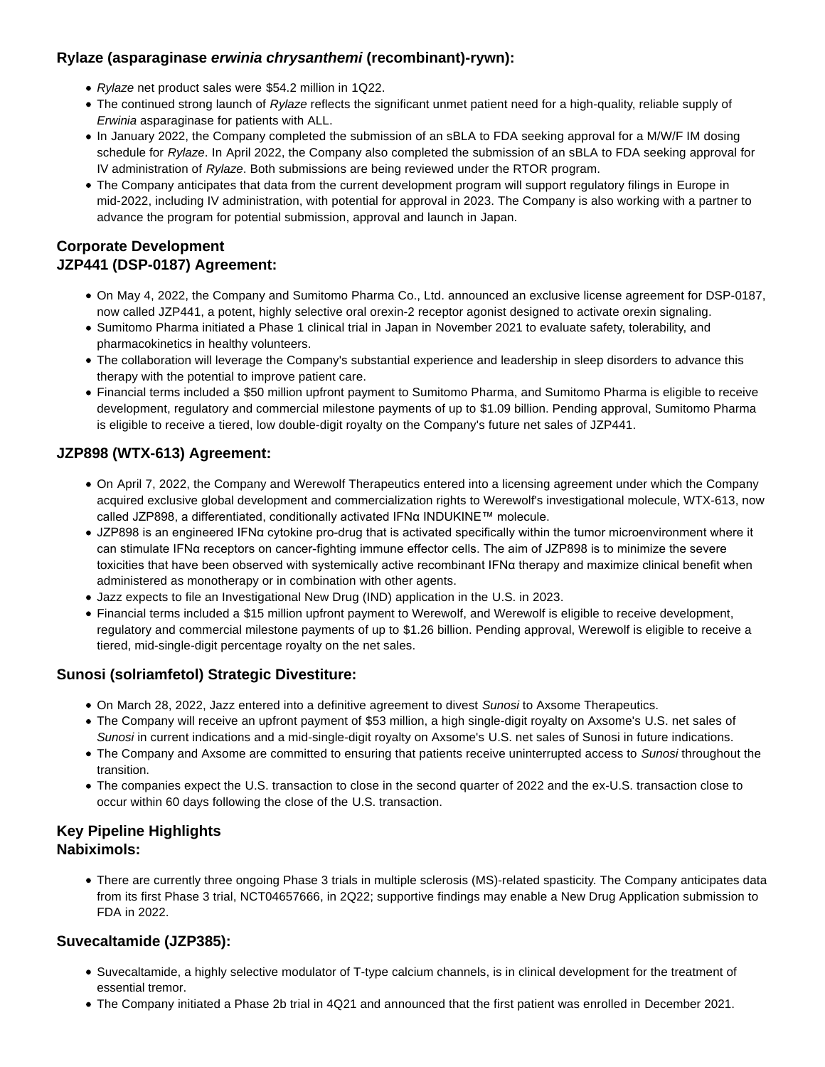### Rylaze (asparaginase *erwinia chrysanthemi* (recombinant)-rywn):

- *Rylaze* net product sales were $54.2 million in 1Q22.
- The continued strong launch of *Rylaze* reflects the significant unmet patient need for a high-quality, reliable supply of *Erwinia* asparaginase for patients with ALL.
- In January 2022, the Company completed the submission of an sBLA to FDA seeking approval for a M/W/F IM dosing schedule for *Rylaze*. In April 2022, the Company also completed the submission of an sBLA to FDA seeking approval for IV administration of *Rylaze*. Both submissions are being reviewed under the RTOR program.
- The Company anticipates that data from the current development program will support regulatory filings in Europe in mid-2022, including IV administration, with potential for approval in 2023. The Company is also working with a partner to advance the program for potential submission, approval and launch in Japan.

### Corporate Development

### JZP441 (DSP-0187) Agreement:

- On May 4, 2022, the Company and Sumitomo Pharma Co., Ltd. announced an exclusive license agreement for DSP-0187, now called JZP441, a potent, highly selective oral orexin-2 receptor agonist designed to activate orexin signaling.
- Sumitomo Pharma initiated a Phase 1 clinical trial in Japan in November 2021 to evaluate safety, tolerability, and pharmacokinetics in healthy volunteers.
- The collaboration will leverage the Company's substantial experience and leadership in sleep disorders to advance this therapy with the potential to improve patient care.
- Financial terms included a $50 million upfront payment to Sumitomo Pharma, and Sumitomo Pharma is eligible to receive development, regulatory and commercial milestone payments of up to $1.09 billion. Pending approval, Sumitomo Pharma is eligible to receive a tiered, low double-digit royalty on the Company's future net sales of JZP441.

### JZP898 (WTX-613) Agreement:

- On April 7, 2022, the Company and Werewolf Therapeutics entered into a licensing agreement under which the Company acquired exclusive global development and commercialization rights to Werewolf's investigational molecule, WTX-613, now called JZP898, a differentiated, conditionally activated IFNα INDUKINE™ molecule.
- JZP898 is an engineered IFNα cytokine pro-drug that is activated specifically within the tumor microenvironment where it can stimulate IFNα receptors on cancer-fighting immune effector cells. The aim of JZP898 is to minimize the severe toxicities that have been observed with systemically active recombinant IFNα therapy and maximize clinical benefit when administered as monotherapy or in combination with other agents.
- Jazz expects to file an Investigational New Drug (IND) application in the U.S. in 2023.
- Financial terms included a $15 million upfront payment to Werewolf, and Werewolf is eligible to receive development, regulatory and commercial milestone payments of up to $1.26 billion. Pending approval, Werewolf is eligible to receive a tiered, mid-single-digit percentage royalty on the net sales.

### Sunosi (solriamfetol) Strategic Divestiture:

- On March 28, 2022, Jazz entered into a definitive agreement to divest *Sunosi* to Axsome Therapeutics.
- The Company will receive an upfront payment of $53 million, a high single-digit royalty on Axsome's U.S. net sales of *Sunosi* in current indications and a mid-single-digit royalty on Axsome's U.S. net sales of Sunosi in future indications.
- The Company and Axsome are committed to ensuring that patients receive uninterrupted access to *Sunosi* throughout the transition.
- The companies expect the U.S. transaction to close in the second quarter of 2022 and the ex-U.S. transaction close to occur within 60 days following the close of the U.S. transaction.

### Key Pipeline Highlights

### Nabiximols:

- There are currently three ongoing Phase 3 trials in multiple sclerosis (MS)-related spasticity. The Company anticipates data from its first Phase 3 trial, NCT04657666, in 2Q22; supportive findings may enable a New Drug Application submission to FDA in 2022.

### Suvecaltamide (JZP385):

- Suvecaltamide, a highly selective modulator of T-type calcium channels, is in clinical development for the treatment of essential tremor.
- The Company initiated a Phase 2b trial in 4Q21 and announced that the first patient was enrolled in December 2021.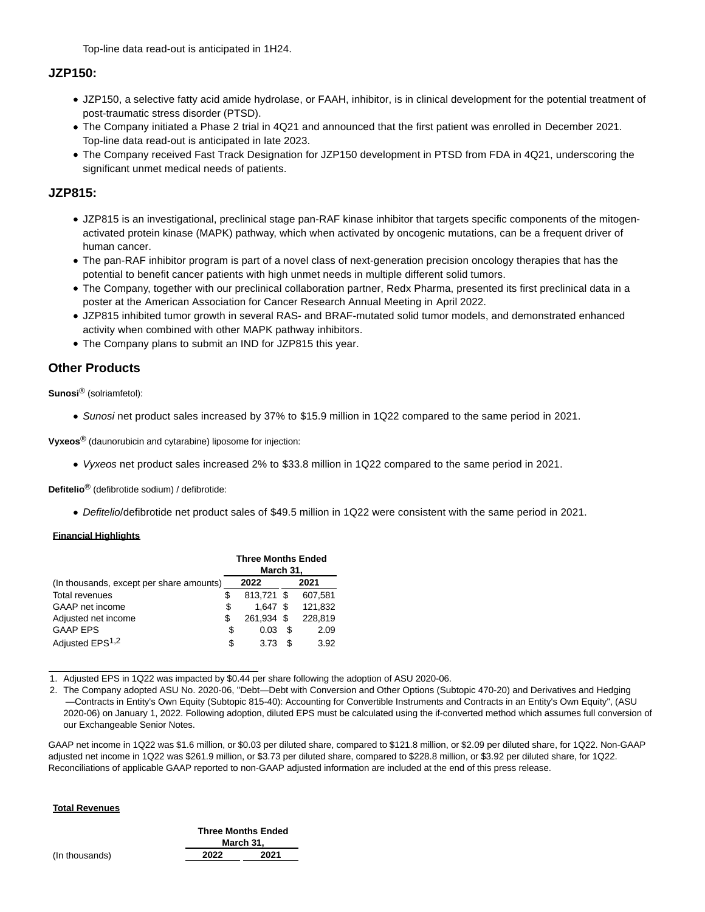Top-line data read-out is anticipated in 1H24.

## JZP150:

- JZP150, a selective fatty acid amide hydrolase, or FAAH, inhibitor, is in clinical development for the potential treatment of post-traumatic stress disorder (PTSD).
- The Company initiated a Phase 2 trial in 4Q21 and announced that the first patient was enrolled in December 2021. Top-line data read-out is anticipated in late 2023.
- The Company received Fast Track Designation for JZP150 development in PTSD from FDA in 4Q21, underscoring the significant unmet medical needs of patients.

## JZP815:

- JZP815 is an investigational, preclinical stage pan-RAF kinase inhibitor that targets specific components of the mitogen-activated protein kinase (MAPK) pathway, which when activated by oncogenic mutations, can be a frequent driver of human cancer.
- The pan-RAF inhibitor program is part of a novel class of next-generation precision oncology therapies that has the potential to benefit cancer patients with high unmet needs in multiple different solid tumors.
- The Company, together with our preclinical collaboration partner, Redx Pharma, presented its first preclinical data in a poster at the American Association for Cancer Research Annual Meeting in April 2022.
- JZP815 inhibited tumor growth in several RAS- and BRAF-mutated solid tumor models, and demonstrated enhanced activity when combined with other MAPK pathway inhibitors.
- The Company plans to submit an IND for JZP815 this year.

## Other Products

**Sunosi**® (solriamfetol):

- *Sunosi* net product sales increased by 37% to $15.9 million in 1Q22 compared to the same period in 2021.

**Vyxeos**® (daunorubicin and cytarabine) liposome for injection:

- *Vyxeos* net product sales increased 2% to $33.8 million in 1Q22 compared to the same period in 2021.

**Defitelio**® (defibrotide sodium) / defibrotide:

- *Defitelio*/defibrotide net product sales of $49.5 million in 1Q22 were consistent with the same period in 2021.

**Financial Highlights**

| (In thousands, except per share amounts) | Three Months Ended March 31, 2022 | 2021 |
|---|---|---|
| Total revenues | $ 813,721 | $ 607,581 |
| GAAP net income | $ 1,647 | $ 121,832 |
| Adjusted net income | $ 261,934 | $ 228,819 |
| GAAP EPS | $ 0.03 | $ 2.09 |
| Adjusted EPS[1,2] | $ 3.73 | $ 3.92 |

1. Adjusted EPS in 1Q22 was impacted by $0.44 per share following the adoption of ASU 2020-06.
2. The Company adopted ASU No. 2020-06, "Debt—Debt with Conversion and Other Options (Subtopic 470-20) and Derivatives and Hedging —Contracts in Entity's Own Equity (Subtopic 815-40): Accounting for Convertible Instruments and Contracts in an Entity's Own Equity", (ASU 2020-06) on January 1, 2022. Following adoption, diluted EPS must be calculated using the if-converted method which assumes full conversion of our Exchangeable Senior Notes.

GAAP net income in 1Q22 was $1.6 million, or $0.03 per diluted share, compared to $121.8 million, or $2.09 per diluted share, for 1Q22. Non-GAAP adjusted net income in 1Q22 was $261.9 million, or $3.73 per diluted share, compared to $228.8 million, or $3.92 per diluted share, for 1Q22. Reconciliations of applicable GAAP reported to non-GAAP adjusted information are included at the end of this press release.

**Total Revenues**

| (In thousands) | Three Months Ended March 31, 2022 | 2021 |
|---|---|---|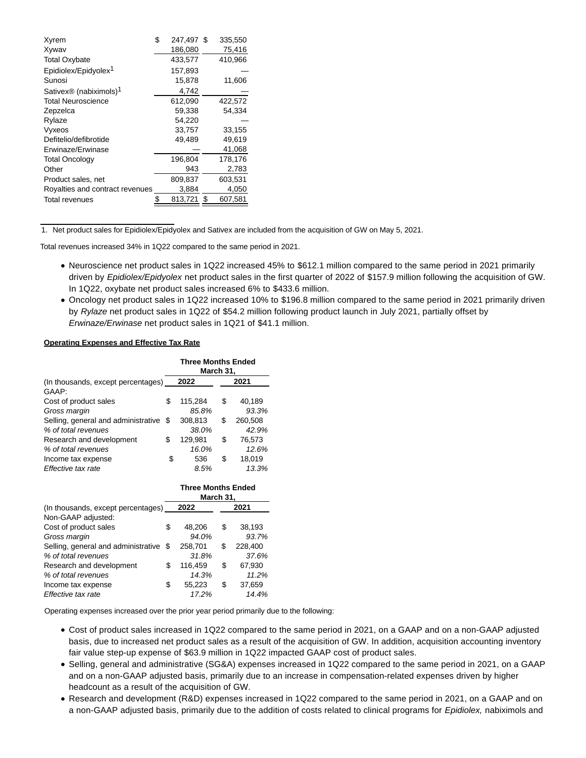| | | |
|---|---|---|
| Xyrem | $ 247,497 | $ 335,550 |
| Xywav | 186,080 | 75,416 |
| Total Oxybate | 433,577 | 410,966 |
| Epidiolex/Epidyolex[1] | 157,893 | — |
| Sunosi | 15,878 | 11,606 |
| Sativex® (nabiximols)[1] | 4,742 | — |
| Total Neuroscience | 612,090 | 422,572 |
| Zepzelca | 59,338 | 54,334 |
| Rylaze | 54,220 | — |
| Vyxeos | 33,757 | 33,155 |
| Defitelio/defibrotide | 49,489 | 49,619 |
| Erwinaze/Erwinase | — | 41,068 |
| Total Oncology | 196,804 | 178,176 |
| Other | 943 | 2,783 |
| Product sales, net | 809,837 | 603,531 |
| Royalties and contract revenues | 3,884 | 4,050 |
| Total revenues | $ 813,721 | $ 607,581 |

1. Net product sales for Epidiolex/Epidyolex and Sativex are included from the acquisition of GW on May 5, 2021.

Total revenues increased 34% in 1Q22 compared to the same period in 2021.

- Neuroscience net product sales in 1Q22 increased 45% to $612.1 million compared to the same period in 2021 primarily driven by *Epidiolex/Epidyolex* net product sales in the first quarter of 2022 of $157.9 million following the acquisition of GW. In 1Q22, oxybate net product sales increased 6% to $433.6 million.
- Oncology net product sales in 1Q22 increased 10% to $196.8 million compared to the same period in 2021 primarily driven by *Rylaze* net product sales in 1Q22 of $54.2 million following product launch in July 2021, partially offset by *Erwinaze/Erwinase* net product sales in 1Q21 of $41.1 million.

**Operating Expenses and Effective Tax Rate**

| | Three Months Ended March 31, | |
|---|---|---|
| (In thousands, except percentages) | 2022 | 2021 |
| GAAP: | | |
| Cost of product sales | $ 115,284 | $ 40,189 |
| *Gross margin* | *85.8%* | *93.3%* |
| Selling, general and administrative | $ 308,813 | $ 260,508 |
| *% of total revenues* | *38.0%* | *42.9%* |
| Research and development | $ 129,981 | $ 76,573 |
| *% of total revenues* | *16.0%* | *12.6%* |
| Income tax expense | $ 536 | $ 18,019 |
| *Effective tax rate* | *8.5%* | *13.3%* |

| | Three Months Ended March 31, | |
|---|---|---|
| (In thousands, except percentages) | 2022 | 2021 |
| Non-GAAP adjusted: | | |
| Cost of product sales | $ 48,206 | $ 38,193 |
| *Gross margin* | *94.0%* | *93.7%* |
| Selling, general and administrative | $ 258,701 | $ 228,400 |
| *% of total revenues* | *31.8%* | *37.6%* |
| Research and development | $ 116,459 | $ 67,930 |
| *% of total revenues* | *14.3%* | *11.2%* |
| Income tax expense | $ 55,223 | $ 37,659 |
| *Effective tax rate* | *17.2%* | *14.4%* |

Operating expenses increased over the prior year period primarily due to the following:

- Cost of product sales increased in 1Q22 compared to the same period in 2021, on a GAAP and on a non-GAAP adjusted basis, due to increased net product sales as a result of the acquisition of GW. In addition, acquisition accounting inventory fair value step-up expense of $63.9 million in 1Q22 impacted GAAP cost of product sales.
- Selling, general and administrative (SG&A) expenses increased in 1Q22 compared to the same period in 2021, on a GAAP and on a non-GAAP adjusted basis, primarily due to an increase in compensation-related expenses driven by higher headcount as a result of the acquisition of GW.
- Research and development (R&D) expenses increased in 1Q22 compared to the same period in 2021, on a GAAP and on a non-GAAP adjusted basis, primarily due to the addition of costs related to clinical programs for *Epidiolex,* nabiximols and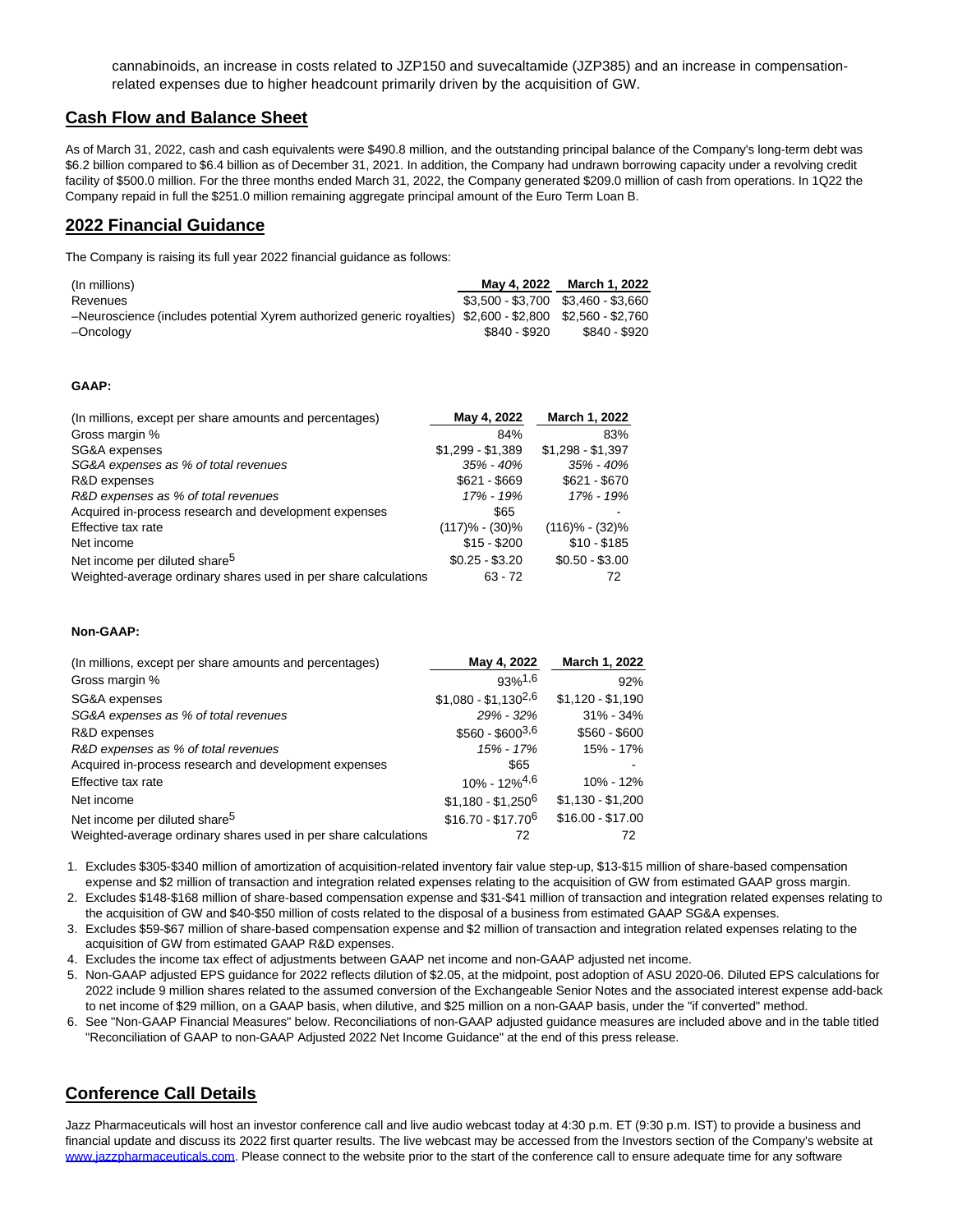cannabinoids, an increase in costs related to JZP150 and suvecaltamide (JZP385) and an increase in compensation-related expenses due to higher headcount primarily driven by the acquisition of GW.

## Cash Flow and Balance Sheet

As of March 31, 2022, cash and cash equivalents were $490.8 million, and the outstanding principal balance of the Company's long-term debt was $6.2 billion compared to $6.4 billion as of December 31, 2021. In addition, the Company had undrawn borrowing capacity under a revolving credit facility of $500.0 million. For the three months ended March 31, 2022, the Company generated $209.0 million of cash from operations. In 1Q22 the Company repaid in full the $251.0 million remaining aggregate principal amount of the Euro Term Loan B.

## 2022 Financial Guidance

The Company is raising its full year 2022 financial guidance as follows:

| (In millions) | May 4, 2022 | March 1, 2022 |
|---|---|---|
| Revenues | $3,500 - $3,700 | $3,460 - $3,660 |
| –Neuroscience (includes potential Xyrem authorized generic royalties) | $2,600 - $2,800 | $2,560 - $2,760 |
| –Oncology | $840 - $920 | $840 - $920 |

**GAAP:**

| (In millions, except per share amounts and percentages) | May 4, 2022 | March 1, 2022 |
|---|---|---|
| Gross margin % | 84% | 83% |
| SG&A expenses | $1,299 - $1,389 | $1,298 - $1,397 |
| *SG&A expenses as % of total revenues* | *35% - 40%* | *35% - 40%* |
| R&D expenses | $621 - $669 | $621 - $670 |
| *R&D expenses as % of total revenues* | *17% - 19%* | *17% - 19%* |
| Acquired in-process research and development expenses | $65 | - |
| Effective tax rate | (117)% - (30)% | (116)% - (32)% |
| Net income | $15 - $200 | $10 - $185 |
| Net income per diluted share[5] | $0.25 - $3.20 | $0.50 - $3.00 |
| Weighted-average ordinary shares used in per share calculations | 63 - 72 | 72 |

**Non-GAAP:**

| (In millions, except per share amounts and percentages) | May 4, 2022 | March 1, 2022 |
|---|---|---|
| Gross margin % | 93%[1,6] | 92% |
| SG&A expenses | $1,080 - $1,130[2,6] | $1,120 - $1,190 |
| *SG&A expenses as % of total revenues* | *29% - 32%* | 31% - 34% |
| R&D expenses | $560 - $600[3,6] | $560 - $600 |
| *R&D expenses as % of total revenues* | *15% - 17%* | 15% - 17% |
| Acquired in-process research and development expenses | $65 | - |
| Effective tax rate | 10% - 12%[4,6] | 10% - 12% |
| Net income | $1,180 - $1,250[6] | $1,130 - $1,200 |
| Net income per diluted share[5] | $16.70 - $17.70[6] | $16.00 - $17.00 |
| Weighted-average ordinary shares used in per share calculations | 72 | 72 |

1. Excludes $305-$340 million of amortization of acquisition-related inventory fair value step-up, $13-$15 million of share-based compensation expense and $2 million of transaction and integration related expenses relating to the acquisition of GW from estimated GAAP gross margin.
2. Excludes $148-$168 million of share-based compensation expense and $31-$41 million of transaction and integration related expenses relating to the acquisition of GW and $40-$50 million of costs related to the disposal of a business from estimated GAAP SG&A expenses.
3. Excludes $59-$67 million of share-based compensation expense and $2 million of transaction and integration related expenses relating to the acquisition of GW from estimated GAAP R&D expenses.
4. Excludes the income tax effect of adjustments between GAAP net income and non-GAAP adjusted net income.
5. Non-GAAP adjusted EPS guidance for 2022 reflects dilution of $2.05, at the midpoint, post adoption of ASU 2020-06. Diluted EPS calculations for 2022 include 9 million shares related to the assumed conversion of the Exchangeable Senior Notes and the associated interest expense add-back to net income of $29 million, on a GAAP basis, when dilutive, and $25 million on a non-GAAP basis, under the "if converted" method.
6. See "Non-GAAP Financial Measures" below. Reconciliations of non-GAAP adjusted guidance measures are included above and in the table titled "Reconciliation of GAAP to non-GAAP Adjusted 2022 Net Income Guidance" at the end of this press release.

## Conference Call Details

Jazz Pharmaceuticals will host an investor conference call and live audio webcast today at 4:30 p.m. ET (9:30 p.m. IST) to provide a business and financial update and discuss its 2022 first quarter results. The live webcast may be accessed from the Investors section of the Company's website at www.jazzpharmaceuticals.com. Please connect to the website prior to the start of the conference call to ensure adequate time for any software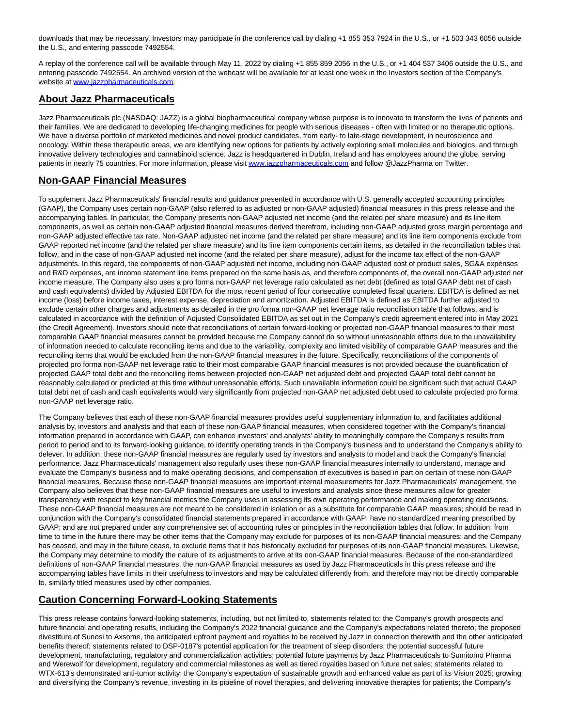downloads that may be necessary. Investors may participate in the conference call by dialing +1 855 353 7924 in the U.S., or +1 503 343 6056 outside the U.S., and entering passcode 7492554.

A replay of the conference call will be available through May 11, 2022 by dialing +1 855 859 2056 in the U.S., or +1 404 537 3406 outside the U.S., and entering passcode 7492554. An archived version of the webcast will be available for at least one week in the Investors section of the Company's website at [www.jazzpharmaceuticals.com](www.jazzpharmaceuticals.com).

## About Jazz Pharmaceuticals

Jazz Pharmaceuticals plc (NASDAQ: JAZZ) is a global biopharmaceutical company whose purpose is to innovate to transform the lives of patients and their families. We are dedicated to developing life-changing medicines for people with serious diseases - often with limited or no therapeutic options. We have a diverse portfolio of marketed medicines and novel product candidates, from early- to late-stage development, in neuroscience and oncology. Within these therapeutic areas, we are identifying new options for patients by actively exploring small molecules and biologics, and through innovative delivery technologies and cannabinoid science. Jazz is headquartered in Dublin, Ireland and has employees around the globe, serving patients in nearly 75 countries. For more information, please visit [www.jazzpharmaceuticals.com](www.jazzpharmaceuticals.com) and follow @JazzPharma on Twitter.

## Non-GAAP Financial Measures

To supplement Jazz Pharmaceuticals' financial results and guidance presented in accordance with U.S. generally accepted accounting principles (GAAP), the Company uses certain non-GAAP (also referred to as adjusted or non-GAAP adjusted) financial measures in this press release and the accompanying tables. In particular, the Company presents non-GAAP adjusted net income (and the related per share measure) and its line item components, as well as certain non-GAAP adjusted financial measures derived therefrom, including non-GAAP adjusted gross margin percentage and non-GAAP adjusted effective tax rate. Non-GAAP adjusted net income (and the related per share measure) and its line item components exclude from GAAP reported net income (and the related per share measure) and its line item components certain items, as detailed in the reconciliation tables that follow, and in the case of non-GAAP adjusted net income (and the related per share measure), adjust for the income tax effect of the non-GAAP adjustments. In this regard, the components of non-GAAP adjusted net income, including non-GAAP adjusted cost of product sales, SG&A expenses and R&D expenses, are income statement line items prepared on the same basis as, and therefore components of, the overall non-GAAP adjusted net income measure. The Company also uses a pro forma non-GAAP net leverage ratio calculated as net debt (defined as total GAAP debt net of cash and cash equivalents) divided by Adjusted EBITDA for the most recent period of four consecutive completed fiscal quarters. EBITDA is defined as net income (loss) before income taxes, interest expense, depreciation and amortization. Adjusted EBITDA is defined as EBITDA further adjusted to exclude certain other charges and adjustments as detailed in the pro forma non-GAAP net leverage ratio reconciliation table that follows, and is calculated in accordance with the definition of Adjusted Consolidated EBITDA as set out in the Company's credit agreement entered into in May 2021 (the Credit Agreement). Investors should note that reconciliations of certain forward-looking or projected non-GAAP financial measures to their most comparable GAAP financial measures cannot be provided because the Company cannot do so without unreasonable efforts due to the unavailability of information needed to calculate reconciling items and due to the variability, complexity and limited visibility of comparable GAAP measures and the reconciling items that would be excluded from the non-GAAP financial measures in the future. Specifically, reconciliations of the components of projected pro forma non-GAAP net leverage ratio to their most comparable GAAP financial measures is not provided because the quantification of projected GAAP total debt and the reconciling items between projected non-GAAP net adjusted debt and projected GAAP total debt cannot be reasonably calculated or predicted at this time without unreasonable efforts. Such unavailable information could be significant such that actual GAAP total debt net of cash and cash equivalents would vary significantly from projected non-GAAP net adjusted debt used to calculate projected pro forma non-GAAP net leverage ratio.

The Company believes that each of these non-GAAP financial measures provides useful supplementary information to, and facilitates additional analysis by, investors and analysts and that each of these non-GAAP financial measures, when considered together with the Company's financial information prepared in accordance with GAAP, can enhance investors' and analysts' ability to meaningfully compare the Company's results from period to period and to its forward-looking guidance, to identify operating trends in the Company's business and to understand the Company's ability to delever. In addition, these non-GAAP financial measures are regularly used by investors and analysts to model and track the Company's financial performance. Jazz Pharmaceuticals' management also regularly uses these non-GAAP financial measures internally to understand, manage and evaluate the Company's business and to make operating decisions, and compensation of executives is based in part on certain of these non-GAAP financial measures. Because these non-GAAP financial measures are important internal measurements for Jazz Pharmaceuticals' management, the Company also believes that these non-GAAP financial measures are useful to investors and analysts since these measures allow for greater transparency with respect to key financial metrics the Company uses in assessing its own operating performance and making operating decisions. These non-GAAP financial measures are not meant to be considered in isolation or as a substitute for comparable GAAP measures; should be read in conjunction with the Company's consolidated financial statements prepared in accordance with GAAP; have no standardized meaning prescribed by GAAP; and are not prepared under any comprehensive set of accounting rules or principles in the reconciliation tables that follow. In addition, from time to time in the future there may be other items that the Company may exclude for purposes of its non-GAAP financial measures; and the Company has ceased, and may in the future cease, to exclude items that it has historically excluded for purposes of its non-GAAP financial measures. Likewise, the Company may determine to modify the nature of its adjustments to arrive at its non-GAAP financial measures. Because of the non-standardized definitions of non-GAAP financial measures, the non-GAAP financial measures as used by Jazz Pharmaceuticals in this press release and the accompanying tables have limits in their usefulness to investors and may be calculated differently from, and therefore may not be directly comparable to, similarly titled measures used by other companies.

## Caution Concerning Forward-Looking Statements

This press release contains forward-looking statements, including, but not limited to, statements related to: the Company's growth prospects and future financial and operating results, including the Company's 2022 financial guidance and the Company's expectations related thereto; the proposed divestiture of Sunosi to Axsome, the anticipated upfront payment and royalties to be received by Jazz in connection therewith and the other anticipated benefits thereof; statements related to DSP-0187's potential application for the treatment of sleep disorders; the potential successful future development, manufacturing, regulatory and commercialization activities; potential future payments by Jazz Pharmaceuticals to Sumitomo Pharma and Werewolf for development, regulatory and commercial milestones as well as tiered royalties based on future net sales; statements related to WTX-613's demonstrated anti-tumor activity; the Company's expectation of sustainable growth and enhanced value as part of its Vision 2025; growing and diversifying the Company's revenue, investing in its pipeline of novel therapies, and delivering innovative therapies for patients; the Company's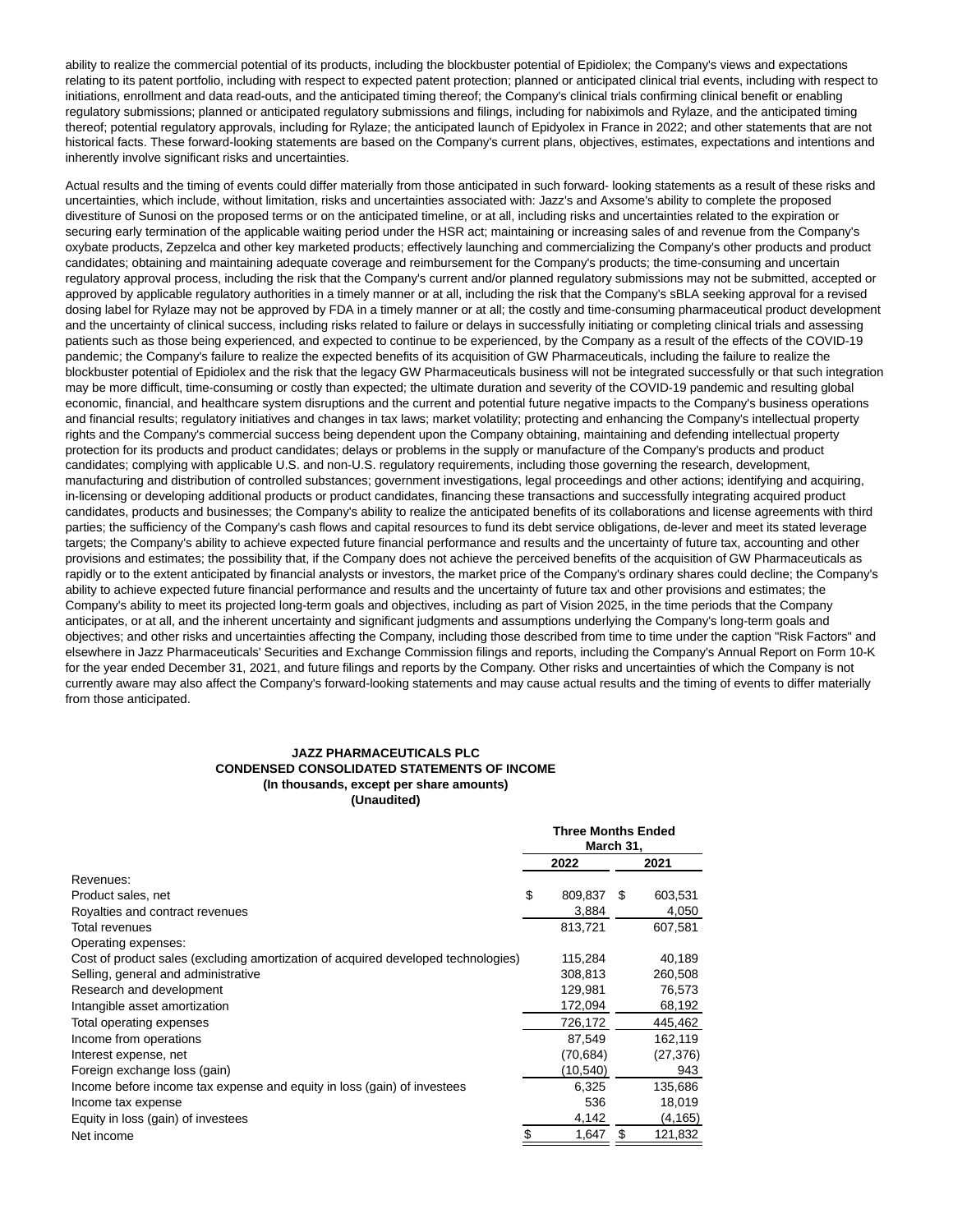ability to realize the commercial potential of its products, including the blockbuster potential of Epidiolex; the Company's views and expectations relating to its patent portfolio, including with respect to expected patent protection; planned or anticipated clinical trial events, including with respect to initiations, enrollment and data read-outs, and the anticipated timing thereof; the Company's clinical trials confirming clinical benefit or enabling regulatory submissions; planned or anticipated regulatory submissions and filings, including for nabiximols and Rylaze, and the anticipated timing thereof; potential regulatory approvals, including for Rylaze; the anticipated launch of Epidyolex in France in 2022; and other statements that are not historical facts. These forward-looking statements are based on the Company's current plans, objectives, estimates, expectations and intentions and inherently involve significant risks and uncertainties.

Actual results and the timing of events could differ materially from those anticipated in such forward- looking statements as a result of these risks and uncertainties, which include, without limitation, risks and uncertainties associated with: Jazz's and Axsome's ability to complete the proposed divestiture of Sunosi on the proposed terms or on the anticipated timeline, or at all, including risks and uncertainties related to the expiration or securing early termination of the applicable waiting period under the HSR act; maintaining or increasing sales of and revenue from the Company's oxybate products, Zepzelca and other key marketed products; effectively launching and commercializing the Company's other products and product candidates; obtaining and maintaining adequate coverage and reimbursement for the Company's products; the time-consuming and uncertain regulatory approval process, including the risk that the Company's current and/or planned regulatory submissions may not be submitted, accepted or approved by applicable regulatory authorities in a timely manner or at all, including the risk that the Company's sBLA seeking approval for a revised dosing label for Rylaze may not be approved by FDA in a timely manner or at all; the costly and time-consuming pharmaceutical product development and the uncertainty of clinical success, including risks related to failure or delays in successfully initiating or completing clinical trials and assessing patients such as those being experienced, and expected to continue to be experienced, by the Company as a result of the effects of the COVID-19 pandemic; the Company's failure to realize the expected benefits of its acquisition of GW Pharmaceuticals, including the failure to realize the blockbuster potential of Epidiolex and the risk that the legacy GW Pharmaceuticals business will not be integrated successfully or that such integration may be more difficult, time-consuming or costly than expected; the ultimate duration and severity of the COVID-19 pandemic and resulting global economic, financial, and healthcare system disruptions and the current and potential future negative impacts to the Company's business operations and financial results; regulatory initiatives and changes in tax laws; market volatility; protecting and enhancing the Company's intellectual property rights and the Company's commercial success being dependent upon the Company obtaining, maintaining and defending intellectual property protection for its products and product candidates; delays or problems in the supply or manufacture of the Company's products and product candidates; complying with applicable U.S. and non-U.S. regulatory requirements, including those governing the research, development, manufacturing and distribution of controlled substances; government investigations, legal proceedings and other actions; identifying and acquiring, in-licensing or developing additional products or product candidates, financing these transactions and successfully integrating acquired product candidates, products and businesses; the Company's ability to realize the anticipated benefits of its collaborations and license agreements with third parties; the sufficiency of the Company's cash flows and capital resources to fund its debt service obligations, de-lever and meet its stated leverage targets; the Company's ability to achieve expected future financial performance and results and the uncertainty of future tax, accounting and other provisions and estimates; the possibility that, if the Company does not achieve the perceived benefits of the acquisition of GW Pharmaceuticals as rapidly or to the extent anticipated by financial analysts or investors, the market price of the Company's ordinary shares could decline; the Company's ability to achieve expected future financial performance and results and the uncertainty of future tax and other provisions and estimates; the Company's ability to meet its projected long-term goals and objectives, including as part of Vision 2025, in the time periods that the Company anticipates, or at all, and the inherent uncertainty and significant judgments and assumptions underlying the Company's long-term goals and objectives; and other risks and uncertainties affecting the Company, including those described from time to time under the caption "Risk Factors" and elsewhere in Jazz Pharmaceuticals' Securities and Exchange Commission filings and reports, including the Company's Annual Report on Form 10-K for the year ended December 31, 2021, and future filings and reports by the Company. Other risks and uncertainties of which the Company is not currently aware may also affect the Company's forward-looking statements and may cause actual results and the timing of events to differ materially from those anticipated.

**JAZZ PHARMACEUTICALS PLC**
**CONDENSED CONSOLIDATED STATEMENTS OF INCOME**
**(In thousands, except per share amounts)**
**(Unaudited)**

| | Three Months Ended March 31, | |
|---|---|---|
| | 2022 | 2021 |
| Revenues: | | |
| Product sales, net | $ 809,837 | $ 603,531 |
| Royalties and contract revenues | 3,884 | 4,050 |
| Total revenues | 813,721 | 607,581 |
| Operating expenses: | | |
| Cost of product sales (excluding amortization of acquired developed technologies) | 115,284 | 40,189 |
| Selling, general and administrative | 308,813 | 260,508 |
| Research and development | 129,981 | 76,573 |
| Intangible asset amortization | 172,094 | 68,192 |
| Total operating expenses | 726,172 | 445,462 |
| Income from operations | 87,549 | 162,119 |
| Interest expense, net | (70,684) | (27,376) |
| Foreign exchange loss (gain) | (10,540) | 943 |
| Income before income tax expense and equity in loss (gain) of investees | 6,325 | 135,686 |
| Income tax expense | 536 | 18,019 |
| Equity in loss (gain) of investees | 4,142 | (4,165) |
| Net income | $ 1,647 | $ 121,832 |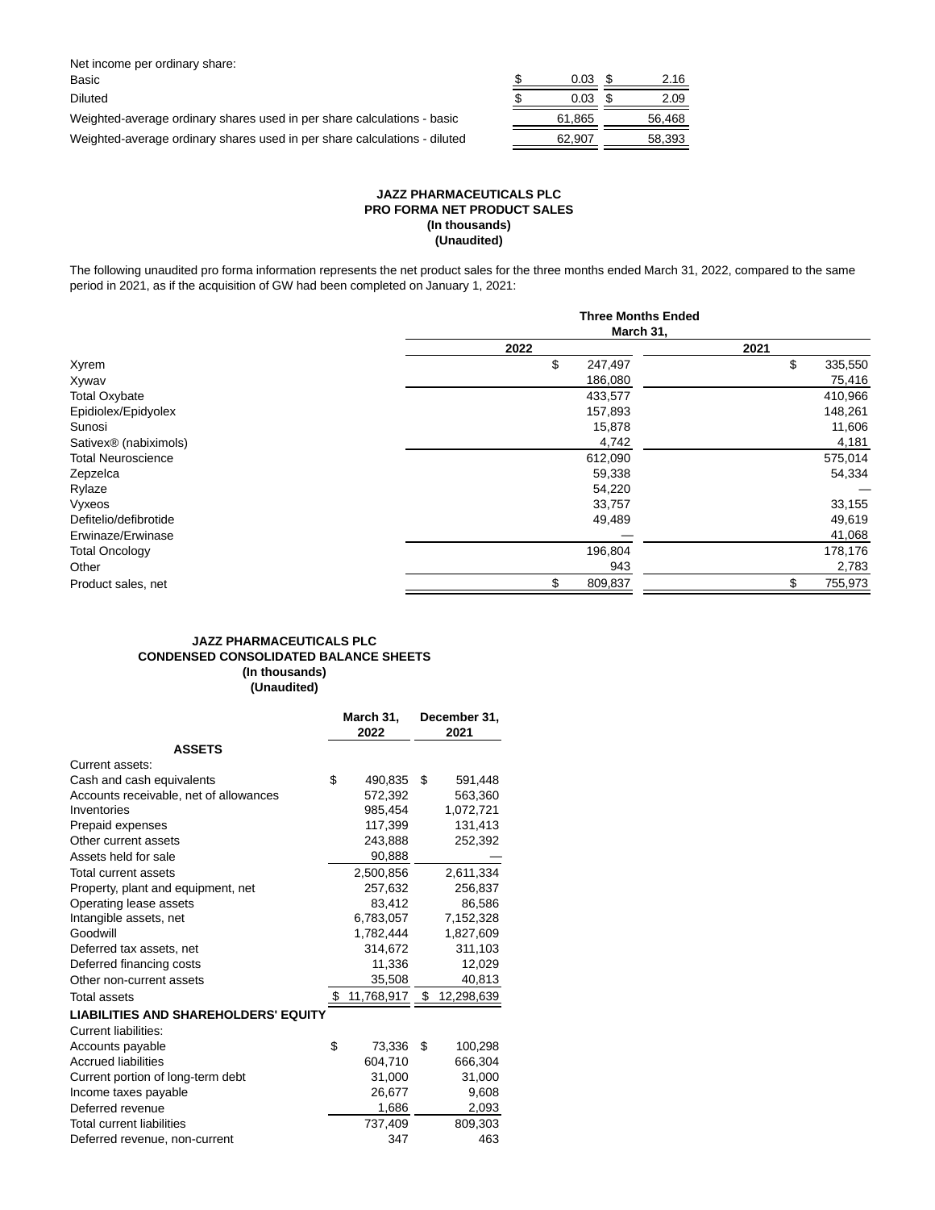| | | |
|---|---|---|
| Net income per ordinary share: | | |
| Basic | $ 0.03 | $ 2.16 |
| Diluted | $ 0.03 | $ 2.09 |
| Weighted-average ordinary shares used in per share calculations - basic | 61,865 | 56,468 |
| Weighted-average ordinary shares used in per share calculations - diluted | 62,907 | 58,393 |

**JAZZ PHARMACEUTICALS PLC**
**PRO FORMA NET PRODUCT SALES**
**(In thousands)**
**(Unaudited)**

The following unaudited pro forma information represents the net product sales for the three months ended March 31, 2022, compared to the same period in 2021, as if the acquisition of GW had been completed on January 1, 2021:

| | Three Months Ended March 31, | |
|---|---|---|
| | 2022 | 2021 |
| Xyrem | $ 247,497 | $ 335,550 |
| Xywav | 186,080 | 75,416 |
| Total Oxybate | 433,577 | 410,966 |
| Epidiolex/Epidyolex | 157,893 | 148,261 |
| Sunosi | 15,878 | 11,606 |
| Sativex® (nabiximols) | 4,742 | 4,181 |
| Total Neuroscience | 612,090 | 575,014 |
| Zepzelca | 59,338 | 54,334 |
| Rylaze | 54,220 | — |
| Vyxeos | 33,757 | 33,155 |
| Defitelio/defibrotide | 49,489 | 49,619 |
| Erwinaze/Erwinase | — | 41,068 |
| Total Oncology | 196,804 | 178,176 |
| Other | 943 | 2,783 |
| Product sales, net | $ 809,837 | $ 755,973 |

**JAZZ PHARMACEUTICALS PLC**
**CONDENSED CONSOLIDATED BALANCE SHEETS**
**(In thousands)**
**(Unaudited)**

| | March 31, 2022 | December 31, 2021 |
|---|---|---|
| **ASSETS** | | |
| Current assets: | | |
| Cash and cash equivalents | $ 490,835 | $ 591,448 |
| Accounts receivable, net of allowances | 572,392 | 563,360 |
| Inventories | 985,454 | 1,072,721 |
| Prepaid expenses | 117,399 | 131,413 |
| Other current assets | 243,888 | 252,392 |
| Assets held for sale | 90,888 | — |
| Total current assets | 2,500,856 | 2,611,334 |
| Property, plant and equipment, net | 257,632 | 256,837 |
| Operating lease assets | 83,412 | 86,586 |
| Intangible assets, net | 6,783,057 | 7,152,328 |
| Goodwill | 1,782,444 | 1,827,609 |
| Deferred tax assets, net | 314,672 | 311,103 |
| Deferred financing costs | 11,336 | 12,029 |
| Other non-current assets | 35,508 | 40,813 |
| Total assets | $ 11,768,917 | $ 12,298,639 |
| **LIABILITIES AND SHAREHOLDERS' EQUITY** | | |
| Current liabilities: | | |
| Accounts payable | $ 73,336 | $ 100,298 |
| Accrued liabilities | 604,710 | 666,304 |
| Current portion of long-term debt | 31,000 | 31,000 |
| Income taxes payable | 26,677 | 9,608 |
| Deferred revenue | 1,686 | 2,093 |
| Total current liabilities | 737,409 | 809,303 |
| Deferred revenue, non-current | 347 | 463 |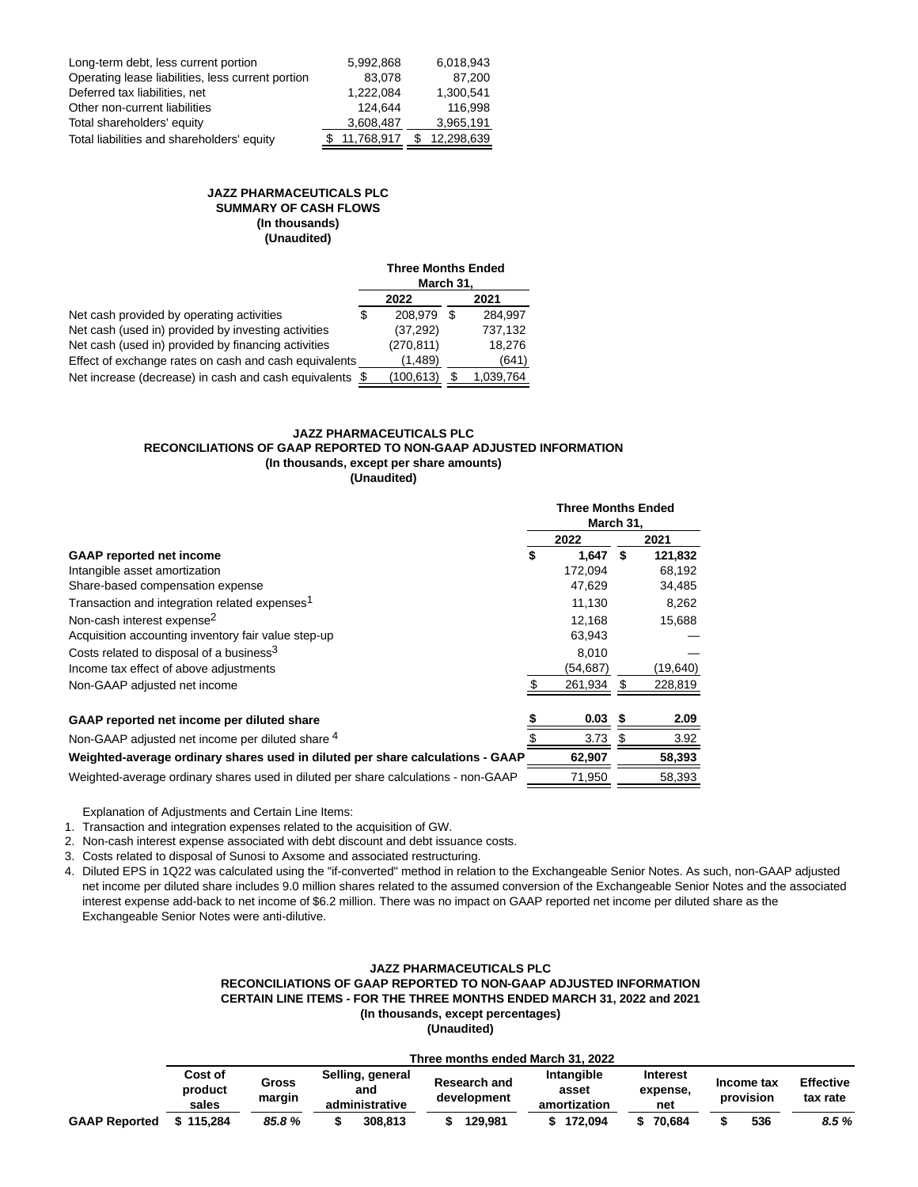| | | |
|---|---|---|
| Long-term debt, less current portion | 5,992,868 | 6,018,943 |
| Operating lease liabilities, less current portion | 83,078 | 87,200 |
| Deferred tax liabilities, net | 1,222,084 | 1,300,541 |
| Other non-current liabilities | 124,644 | 116,998 |
| Total shareholders' equity | 3,608,487 | 3,965,191 |
| Total liabilities and shareholders' equity | $ 11,768,917 | $ 12,298,639 |

**JAZZ PHARMACEUTICALS PLC**
**SUMMARY OF CASH FLOWS**
**(In thousands)**
**(Unaudited)**

| | Three Months Ended March 31, | |
|---|---|---|
| | 2022 | 2021 |
| Net cash provided by operating activities | $ 208,979 | $ 284,997 |
| Net cash (used in) provided by investing activities | (37,292) | 737,132 |
| Net cash (used in) provided by financing activities | (270,811) | 18,276 |
| Effect of exchange rates on cash and cash equivalents | (1,489) | (641) |
| Net increase (decrease) in cash and cash equivalents | $ (100,613) | $ 1,039,764 |

**JAZZ PHARMACEUTICALS PLC**
**RECONCILIATIONS OF GAAP REPORTED TO NON-GAAP ADJUSTED INFORMATION**
**(In thousands, except per share amounts)**
**(Unaudited)**

| | Three Months Ended March 31, | |
|---|---|---|
| | 2022 | 2021 |
| **GAAP reported net income** | **$ 1,647** | **$ 121,832** |
| Intangible asset amortization | 172,094 | 68,192 |
| Share-based compensation expense | 47,629 | 34,485 |
| Transaction and integration related expenses[1] | 11,130 | 8,262 |
| Non-cash interest expense[2] | 12,168 | 15,688 |
| Acquisition accounting inventory fair value step-up | 63,943 | — |
| Costs related to disposal of a business[3] | 8,010 | — |
| Income tax effect of above adjustments | (54,687) | (19,640) |
| Non-GAAP adjusted net income | $ 261,934 | $ 228,819 |
| | | |
| **GAAP reported net income per diluted share** | **$ 0.03** | **$ 2.09** |
| Non-GAAP adjusted net income per diluted share [4] | $ 3.73 | $ 3.92 |
| **Weighted-average ordinary shares used in diluted per share calculations - GAAP** | **62,907** | **58,393** |
| Weighted-average ordinary shares used in diluted per share calculations - non-GAAP | 71,950 | 58,393 |

Explanation of Adjustments and Certain Line Items:

1. Transaction and integration expenses related to the acquisition of GW.
2. Non-cash interest expense associated with debt discount and debt issuance costs.
3. Costs related to disposal of Sunosi to Axsome and associated restructuring.
4. Diluted EPS in 1Q22 was calculated using the "if-converted" method in relation to the Exchangeable Senior Notes. As such, non-GAAP adjusted net income per diluted share includes 9.0 million shares related to the assumed conversion of the Exchangeable Senior Notes and the associated interest expense add-back to net income of $6.2 million. There was no impact on GAAP reported net income per diluted share as the Exchangeable Senior Notes were anti-dilutive.

**JAZZ PHARMACEUTICALS PLC**
**RECONCILIATIONS OF GAAP REPORTED TO NON-GAAP ADJUSTED INFORMATION**
**CERTAIN LINE ITEMS - FOR THE THREE MONTHS ENDED MARCH 31, 2022 and 2021**
**(In thousands, except percentages)**
**(Unaudited)**

| | Three months ended March 31, 2022 | | | | | | | |
|---|---|---|---|---|---|---|---|---|
| | Cost of product sales | Gross margin | Selling, general and administrative | Research and development | Intangible asset amortization | Interest expense, net | Income tax provision | Effective tax rate |
| **GAAP Reported** | **$ 115,284** | ***85.8 %*** | **$ 308,813** | **$ 129,981** | **$ 172,094** | **$ 70,684** | **$ 536** | ***8.5 %*** |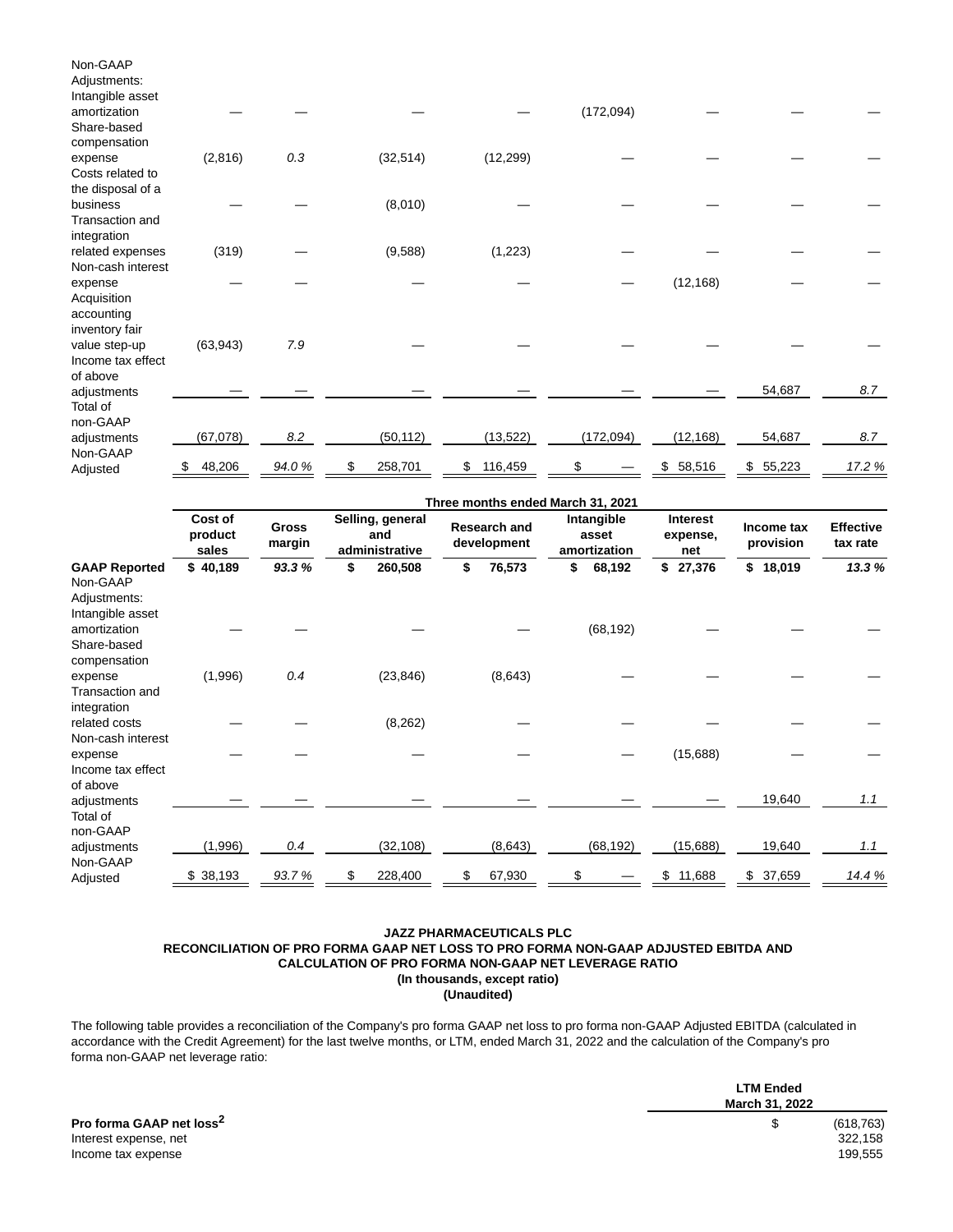| | Cost of product sales | Gross margin | Selling, general and administrative | Research and development | Intangible asset amortization | Interest expense, net | Income tax provision | Effective tax rate |
|---|---|---|---|---|---|---|---|---|
| Non-GAAP Adjustments: | | | | | | | | |
| Intangible asset amortization | — | — | — | — | (172,094) | — | — | — |
| Share-based compensation expense | (2,816) | 0.3 | (32,514) | (12,299) | — | — | — | — |
| Costs related to the disposal of a business | — | — | (8,010) | — | — | — | — | — |
| Transaction and integration related expenses | (319) | — | (9,588) | (1,223) | — | — | — | — |
| Non-cash interest expense | — | — | — | — | — | (12,168) | — | — |
| Acquisition accounting inventory fair value step-up | (63,943) | 7.9 | — | — | — | — | — | — |
| Income tax effect of above adjustments | — | — | — | — | — | — | 54,687 | 8.7 |
| Total of non-GAAP adjustments | (67,078) | 8.2 | (50,112) | (13,522) | (172,094) | (12,168) | 54,687 | 8.7 |
| Non-GAAP Adjusted | $ 48,206 | 94.0 % | $ 258,701 | $ 116,459 | $ — | $ 58,516 | $ 55,223 | 17.2 % |

| | Three months ended March 31, 2021 | | | | | | | |
|---|---|---|---|---|---|---|---|---|
| | Cost of product sales | Gross margin | Selling, general and administrative | Research and development | Intangible asset amortization | Interest expense, net | Income tax provision | Effective tax rate |
| **GAAP Reported** | **$ 40,189** | ***93.3 %*** | **$ 260,508** | **$ 76,573** | **$ 68,192** | **$ 27,376** | **$ 18,019** | ***13.3 %*** |
| Non-GAAP Adjustments: | | | | | | | | |
| Intangible asset amortization | — | — | — | — | (68,192) | — | — | — |
| Share-based compensation expense | (1,996) | 0.4 | (23,846) | (8,643) | — | — | — | — |
| Transaction and integration related costs | — | — | (8,262) | — | — | — | — | — |
| Non-cash interest expense | — | — | — | — | — | (15,688) | — | — |
| Income tax effect of above adjustments | — | — | — | — | — | — | 19,640 | 1.1 |
| Total of non-GAAP adjustments | (1,996) | 0.4 | (32,108) | (8,643) | (68,192) | (15,688) | 19,640 | 1.1 |
| Non-GAAP Adjusted | $ 38,193 | 93.7 % | $ 228,400 | $ 67,930 | $ — | $ 11,688 | $ 37,659 | 14.4 % |

**JAZZ PHARMACEUTICALS PLC**
**RECONCILIATION OF PRO FORMA GAAP NET LOSS TO PRO FORMA NON-GAAP ADJUSTED EBITDA AND CALCULATION OF PRO FORMA NON-GAAP NET LEVERAGE RATIO**
**(In thousands, except ratio)**
**(Unaudited)**

The following table provides a reconciliation of the Company's pro forma GAAP net loss to pro forma non-GAAP Adjusted EBITDA (calculated in accordance with the Credit Agreement) for the last twelve months, or LTM, ended March 31, 2022 and the calculation of the Company's pro forma non-GAAP net leverage ratio:

| | LTM Ended March 31, 2022 |
|---|---|
| **Pro forma GAAP net loss[2]** | $ (618,763) |
| Interest expense, net | 322,158 |
| Income tax expense | 199,555 |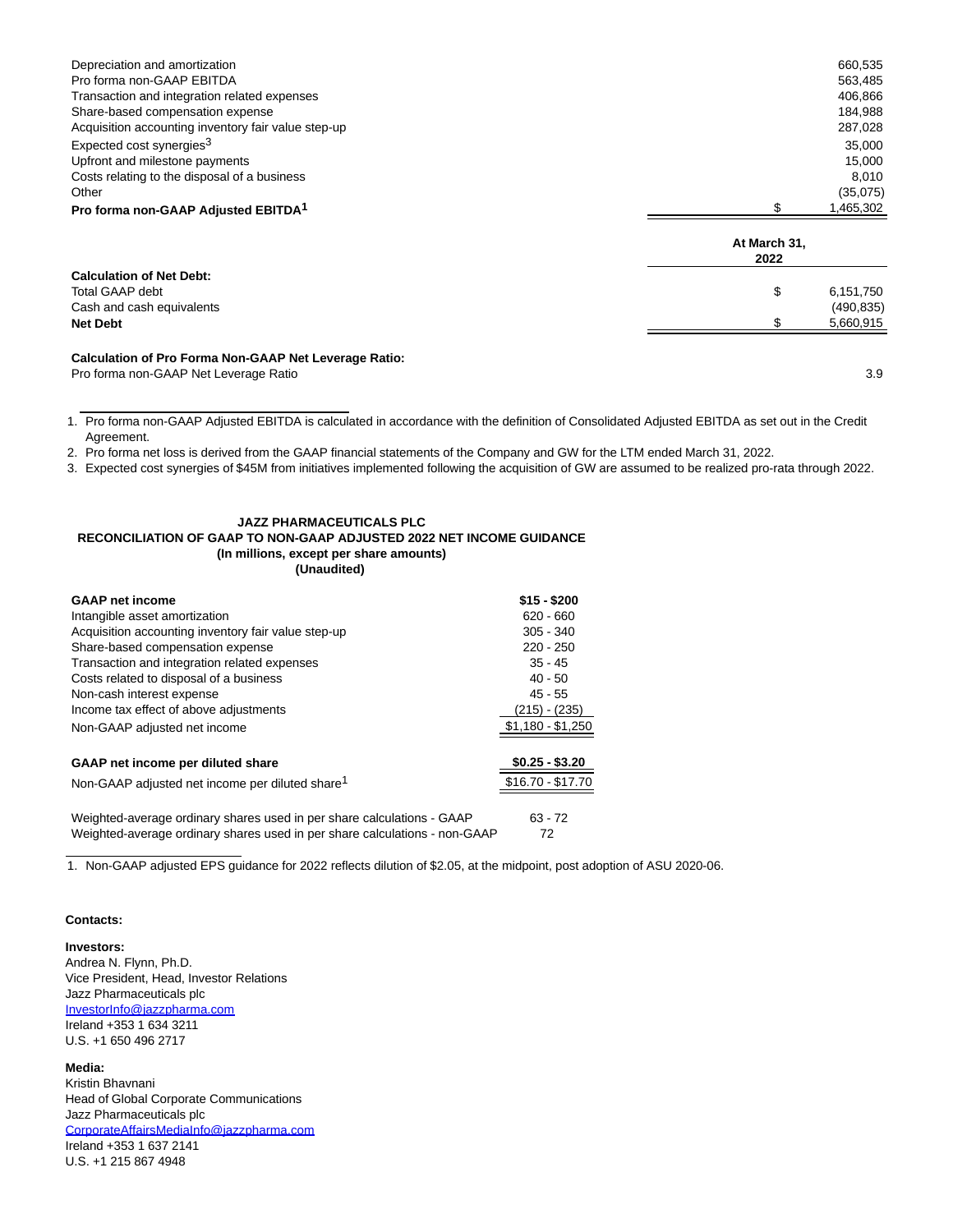| | | |
|---|---|---|
| Depreciation and amortization | | 660,535 |
| Pro forma non-GAAP EBITDA | | 563,485 |
| Transaction and integration related expenses | | 406,866 |
| Share-based compensation expense | | 184,988 |
| Acquisition accounting inventory fair value step-up | | 287,028 |
| Expected cost synergies[3] | | 35,000 |
| Upfront and milestone payments | | 15,000 |
| Costs relating to the disposal of a business | | 8,010 |
| Other | | (35,075) |
| **Pro forma non-GAAP Adjusted EBITDA[1]** | $ | 1,465,302 |

| | At March 31, 2022 | |
|---|---|---|
| **Calculation of Net Debt:** | | |
| Total GAAP debt | $ | 6,151,750 |
| Cash and cash equivalents | | (490,835) |
| **Net Debt** | $ | 5,660,915 |
| | | |
| **Calculation of Pro Forma Non-GAAP Net Leverage Ratio:** | | |
| Pro forma non-GAAP Net Leverage Ratio | | 3.9 |

1. Pro forma non-GAAP Adjusted EBITDA is calculated in accordance with the definition of Consolidated Adjusted EBITDA as set out in the Credit Agreement.
2. Pro forma net loss is derived from the GAAP financial statements of the Company and GW for the LTM ended March 31, 2022.
3. Expected cost synergies of $45M from initiatives implemented following the acquisition of GW are assumed to be realized pro-rata through 2022.

**JAZZ PHARMACEUTICALS PLC**
**RECONCILIATION OF GAAP TO NON-GAAP ADJUSTED 2022 NET INCOME GUIDANCE**
**(In millions, except per share amounts)**
**(Unaudited)**

| | |
|---|---|
| **GAAP net income** | **$15 - $200** |
| Intangible asset amortization | 620 - 660 |
| Acquisition accounting inventory fair value step-up | 305 - 340 |
| Share-based compensation expense | 220 - 250 |
| Transaction and integration related expenses | 35 - 45 |
| Costs related to disposal of a business | 40 - 50 |
| Non-cash interest expense | 45 - 55 |
| Income tax effect of above adjustments | (215) - (235) |
| Non-GAAP adjusted net income | $1,180 - $1,250 |
| | |
| **GAAP net income per diluted share** | **$0.25 - $3.20** |
| Non-GAAP adjusted net income per diluted share[1] | $16.70 - $17.70 |
| | |
| Weighted-average ordinary shares used in per share calculations - GAAP | 63 - 72 |
| Weighted-average ordinary shares used in per share calculations - non-GAAP | 72 |

1. Non-GAAP adjusted EPS guidance for 2022 reflects dilution of $2.05, at the midpoint, post adoption of ASU 2020-06.

**Contacts:**

**Investors:**
Andrea N. Flynn, Ph.D.
Vice President, Head, Investor Relations
Jazz Pharmaceuticals plc
InvestorInfo@jazzpharma.com
Ireland +353 1 634 3211
U.S. +1 650 496 2717

**Media:**
Kristin Bhavnani
Head of Global Corporate Communications
Jazz Pharmaceuticals plc
CorporateAffairsMediaInfo@jazzpharma.com
Ireland +353 1 637 2141
U.S. +1 215 867 4948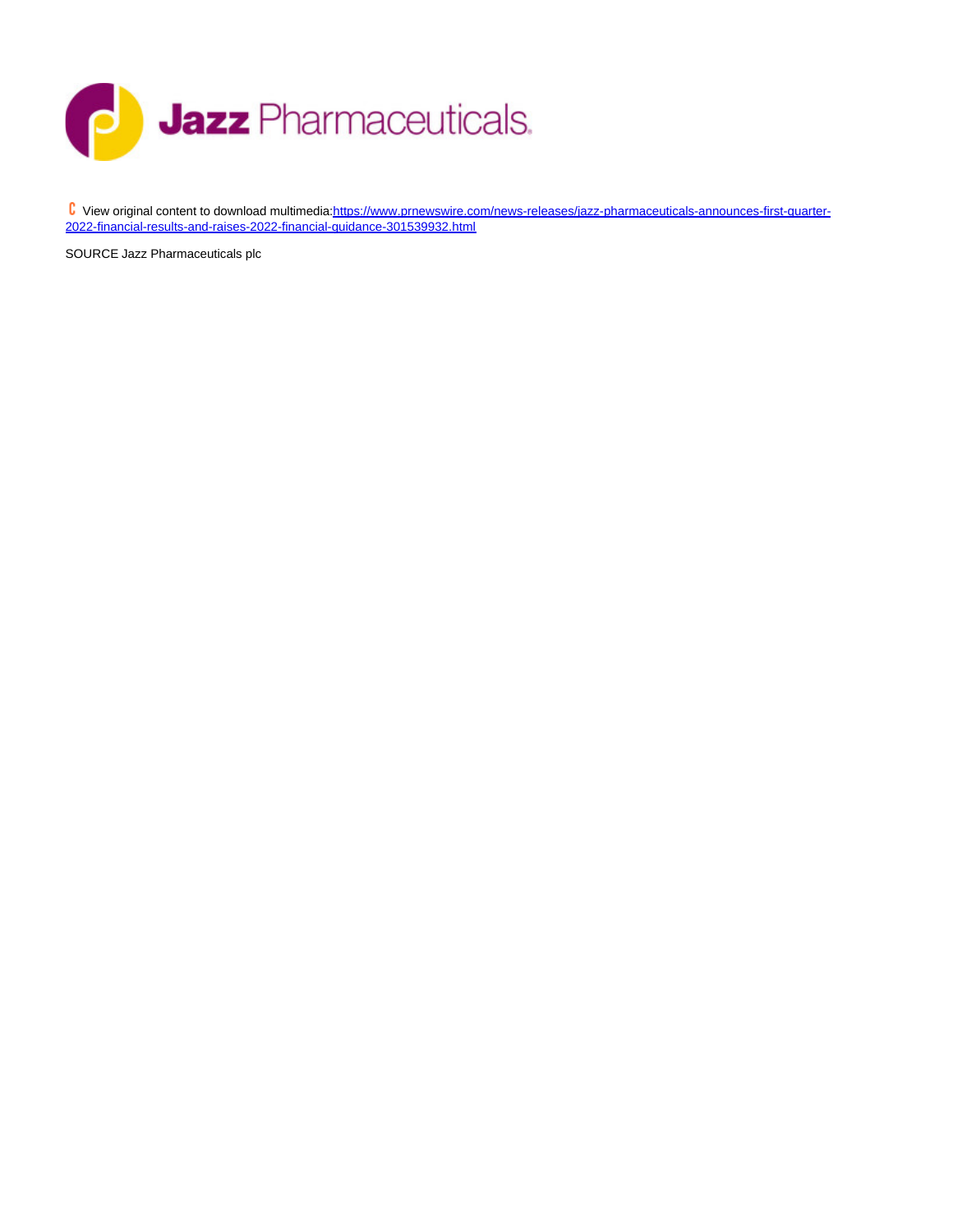View original content to download multimedia:https://www.prnewswire.com/news-releases/jazz-pharmaceuticals-announces-first-quarter-2022-financial-results-and-raises-2022-financial-guidance-301539932.html

SOURCE Jazz Pharmaceuticals plc